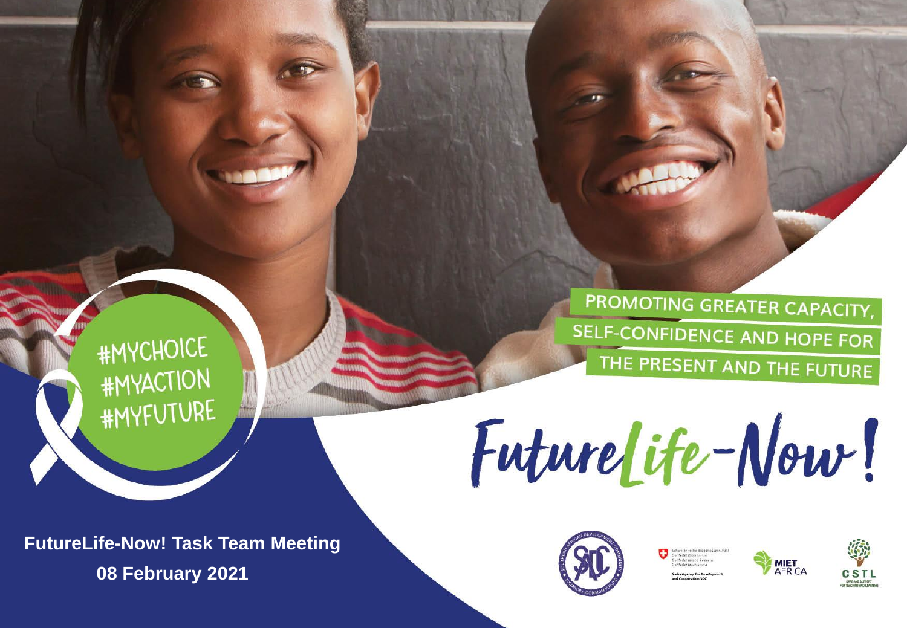#MYCHOICE
#MYACTION
#MYFUTURE

PROMOTING GREATER CAPACITY, SELF-CONFIDENCE AND HOPE FOR THE PRESENT AND THE FUTURE

# FutureLife-Now!

**FutureLife-Now! Task Team Meeting**

**08 February 2021**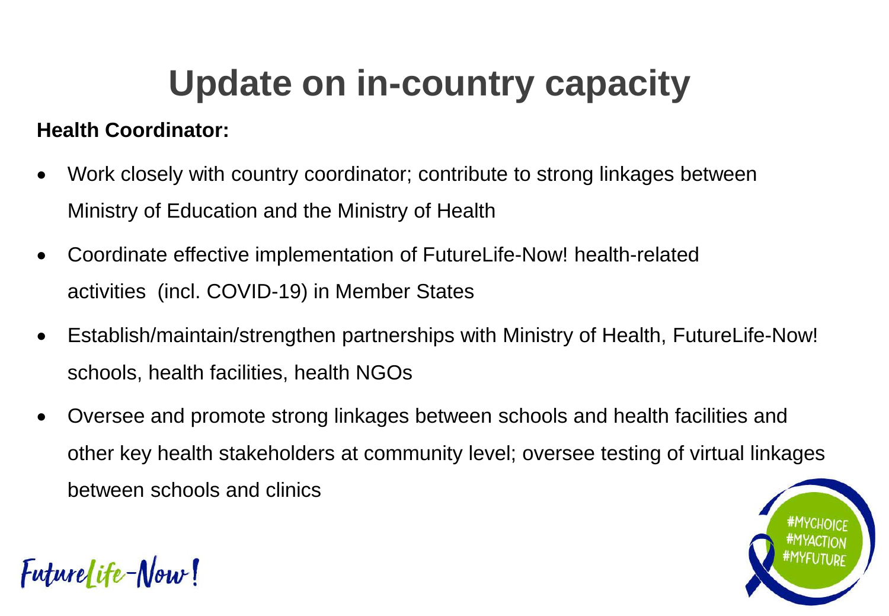# Update on in-country capacity

**Health Coordinator:**

- Work closely with country coordinator; contribute to strong linkages between Ministry of Education and the Ministry of Health
- Coordinate effective implementation of FutureLife-Now! health-related activities (incl. COVID-19) in Member States
- Establish/maintain/strengthen partnerships with Ministry of Health, FutureLife-Now! schools, health facilities, health NGOs
- Oversee and promote strong linkages between schools and health facilities and other key health stakeholders at community level; oversee testing of virtual linkages between schools and clinics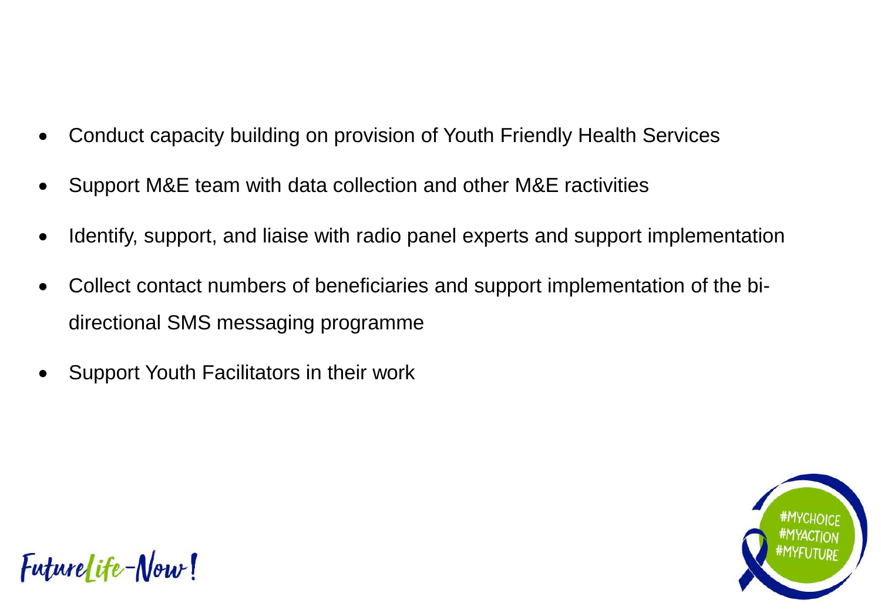- Conduct capacity building on provision of Youth Friendly Health Services
- Support M&E team with data collection and other M&E ractivities
- Identify, support, and liaise with radio panel experts and support implementation
- Collect contact numbers of beneficiaries and support implementation of the bi-directional SMS messaging programme
- Support Youth Facilitators in their work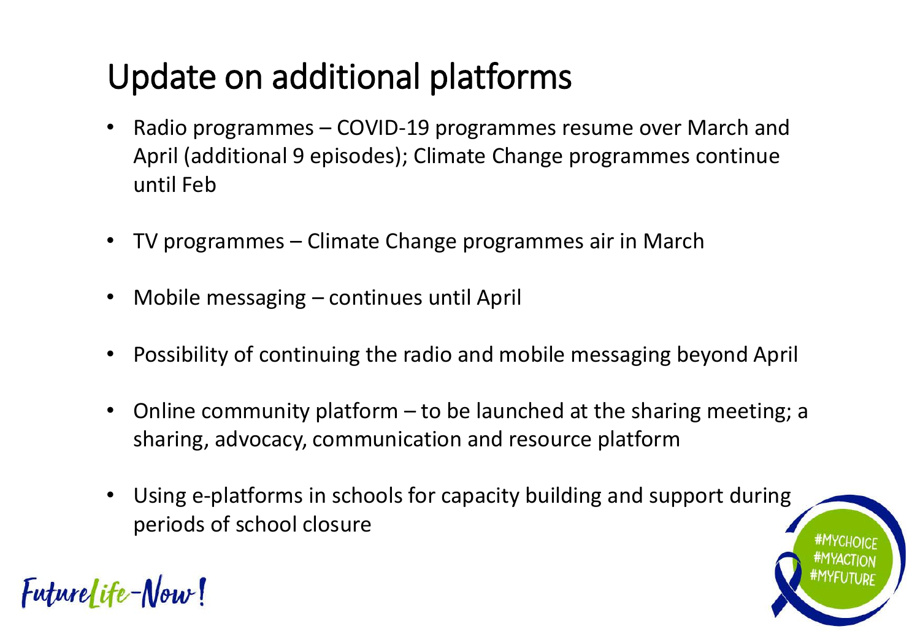# Update on additional platforms

- Radio programmes – COVID-19 programmes resume over March and April (additional 9 episodes); Climate Change programmes continue until Feb
- TV programmes – Climate Change programmes air in March
- Mobile messaging – continues until April
- Possibility of continuing the radio and mobile messaging beyond April
- Online community platform – to be launched at the sharing meeting; a sharing, advocacy, communication and resource platform
- Using e-platforms in schools for capacity building and support during periods of school closure

FutureLife-Now!

#MYCHOICE #MYACTION #MYFUTURE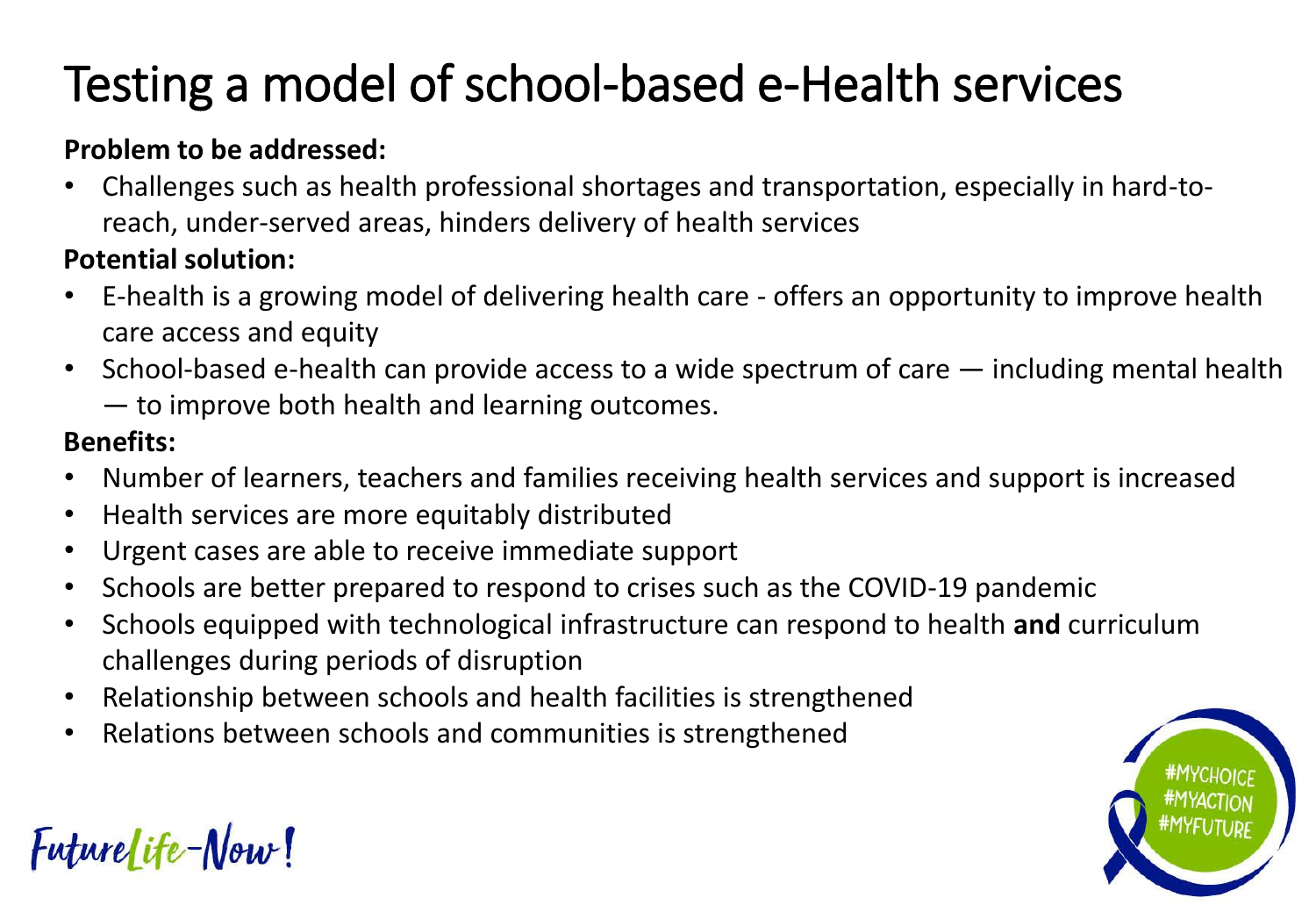# Testing a model of school-based e-Health services

**Problem to be addressed:**

- Challenges such as health professional shortages and transportation, especially in hard-to-reach, under-served areas, hinders delivery of health services

**Potential solution:**

- E-health is a growing model of delivering health care - offers an opportunity to improve health care access and equity
- School-based e-health can provide access to a wide spectrum of care — including mental health — to improve both health and learning outcomes.

**Benefits:**

- Number of learners, teachers and families receiving health services and support is increased
- Health services are more equitably distributed
- Urgent cases are able to receive immediate support
- Schools are better prepared to respond to crises such as the COVID-19 pandemic
- Schools equipped with technological infrastructure can respond to health **and** curriculum challenges during periods of disruption
- Relationship between schools and health facilities is strengthened
- Relations between schools and communities is strengthened

FutureLife-Now!

#MYCHOICE
#MYACTION
#MYFUTURE